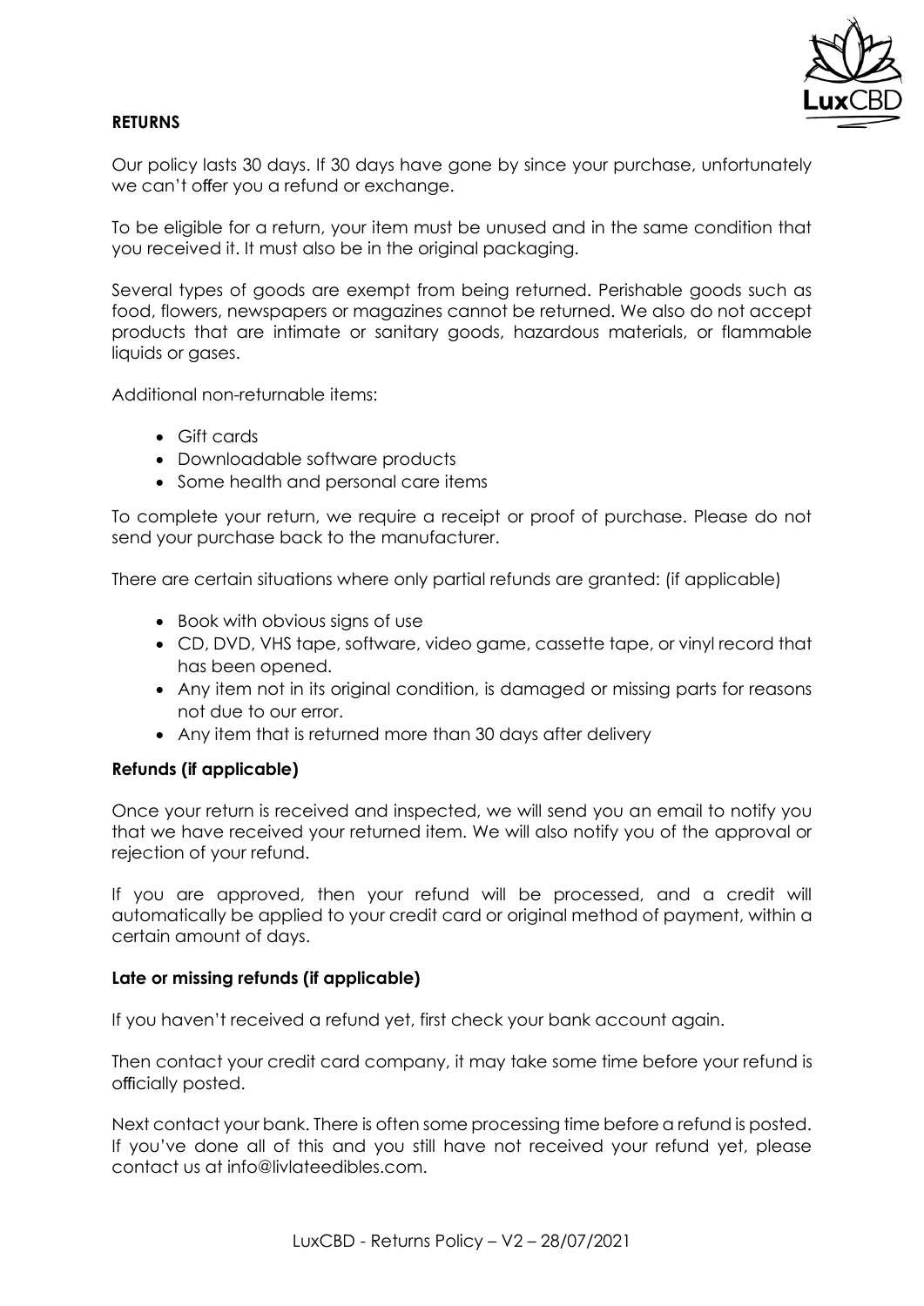## RETURNS

Our policy lasts 30 days. If 30 days have gone by since your purchase, unfortunately we can't offer you a refund or exchange.

To be eligible for a return, your item must be unused and in the same condition that you received it. It must also be in the original packaging.

Several types of goods are exempt from being returned. Perishable goods such as food, flowers, newspapers or magazines cannot be returned. We also do not accept products that are intimate or sanitary goods, hazardous materials, or flammable liquids or gases.

Additional non-returnable items:

- Gift cards
- Downloadable software products
- Some health and personal care items

To complete your return, we require a receipt or proof of purchase. Please do not send your purchase back to the manufacturer.

There are certain situations where only partial refunds are granted: (if applicable)

- Book with obvious signs of use
- CD, DVD, VHS tape, software, video game, cassette tape, or vinyl record that has been opened.
- Any item not in its original condition, is damaged or missing parts for reasons not due to our error.
- Any item that is returned more than 30 days after delivery

### Refunds (if applicable)

Once your return is received and inspected, we will send you an email to notify you that we have received your returned item. We will also notify you of the approval or rejection of your refund.

If you are approved, then your refund will be processed, and a credit will automatically be applied to your credit card or original method of payment, within a certain amount of days.

### Late or missing refunds (if applicable)

If you haven't received a refund yet, first check your bank account again.

Then contact your credit card company, it may take some time before your refund is officially posted.

Next contact your bank. There is often some processing time before a refund is posted. If you've done all of this and you still have not received your refund yet, please contact us at info@livlateedibles.com.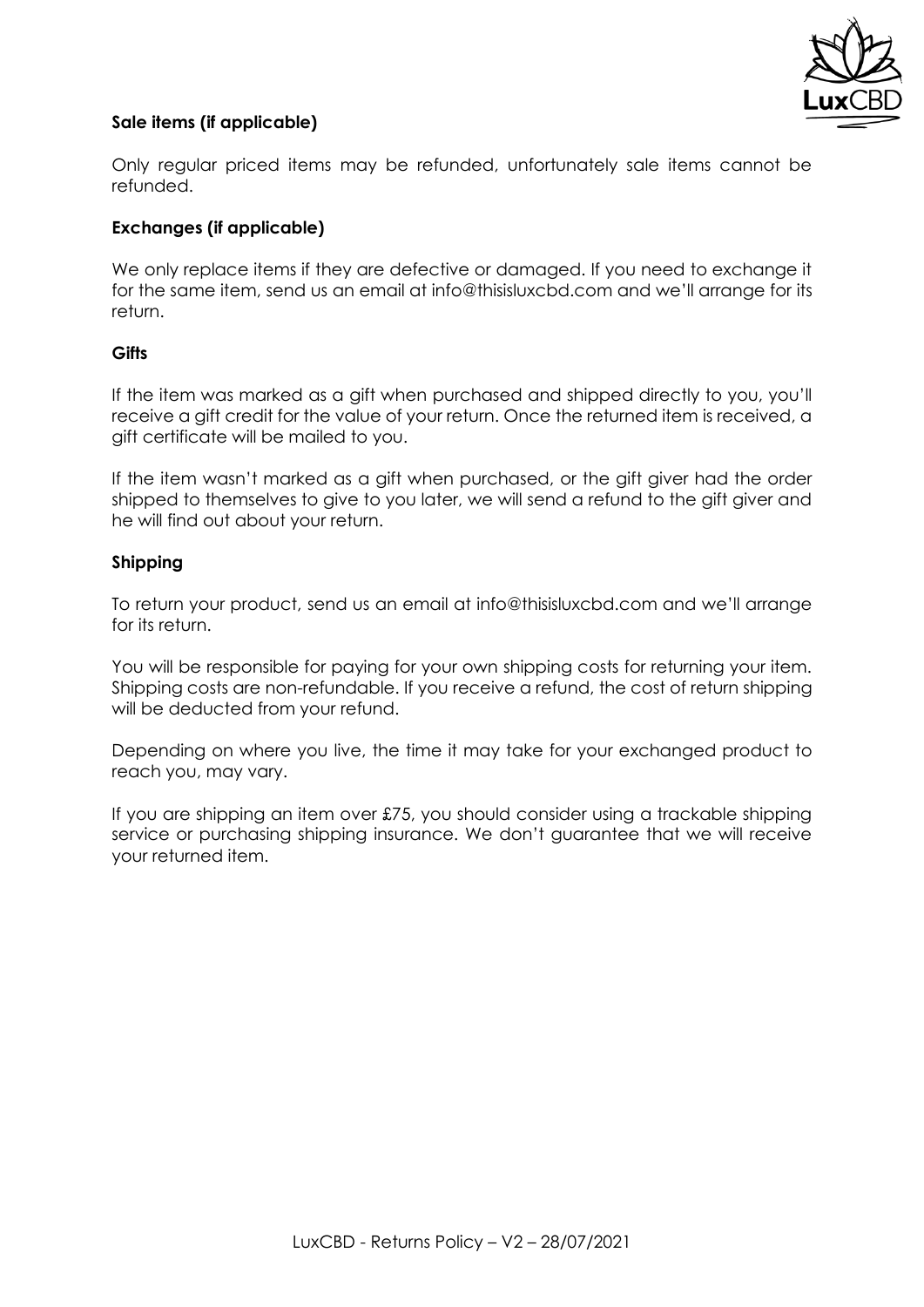**Sale items (if applicable)**

Only regular priced items may be refunded, unfortunately sale items cannot be refunded.

**Exchanges (if applicable)**

We only replace items if they are defective or damaged. If you need to exchange it for the same item, send us an email at info@thisisluxcbd.com and we'll arrange for its return.

**Gifts**

If the item was marked as a gift when purchased and shipped directly to you, you'll receive a gift credit for the value of your return. Once the returned item is received, a gift certificate will be mailed to you.

If the item wasn't marked as a gift when purchased, or the gift giver had the order shipped to themselves to give to you later, we will send a refund to the gift giver and he will find out about your return.

**Shipping**

To return your product, send us an email at info@thisisluxcbd.com and we'll arrange for its return.

You will be responsible for paying for your own shipping costs for returning your item. Shipping costs are non-refundable. If you receive a refund, the cost of return shipping will be deducted from your refund.

Depending on where you live, the time it may take for your exchanged product to reach you, may vary.

If you are shipping an item over £75, you should consider using a trackable shipping service or purchasing shipping insurance. We don't guarantee that we will receive your returned item.